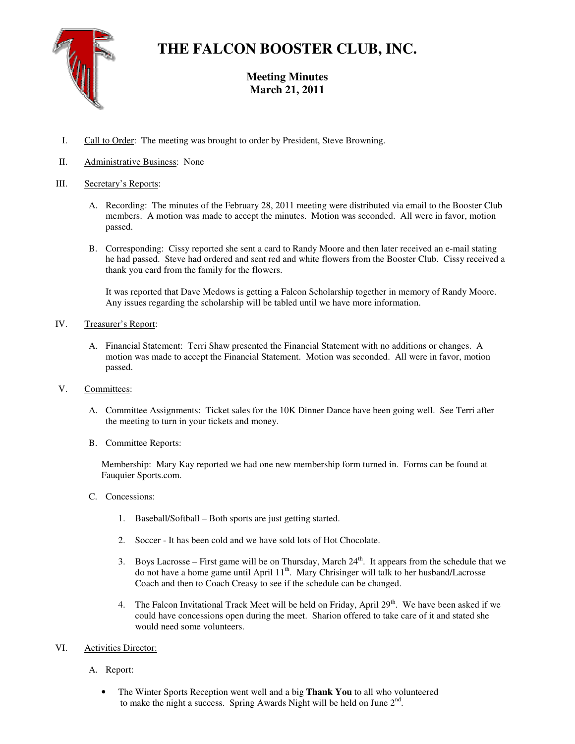# THE FALCON BOOSTER CLUB, INC.

## Meeting Minutes
## March 21, 2011

I. Call to Order: The meeting was brought to order by President, Steve Browning.

II. Administrative Business: None

III. Secretary's Reports:

   A. Recording: The minutes of the February 28, 2011 meeting were distributed via email to the Booster Club members. A motion was made to accept the minutes. Motion was seconded. All were in favor, motion passed.

   B. Corresponding: Cissy reported she sent a card to Randy Moore and then later received an e-mail stating he had passed. Steve had ordered and sent red and white flowers from the Booster Club. Cissy received a thank you card from the family for the flowers.

   It was reported that Dave Medows is getting a Falcon Scholarship together in memory of Randy Moore. Any issues regarding the scholarship will be tabled until we have more information.

IV. Treasurer's Report:

   A. Financial Statement: Terri Shaw presented the Financial Statement with no additions or changes. A motion was made to accept the Financial Statement. Motion was seconded. All were in favor, motion passed.

V. Committees:

   A. Committee Assignments: Ticket sales for the 10K Dinner Dance have been going well. See Terri after the meeting to turn in your tickets and money.

   B. Committee Reports:

   Membership: Mary Kay reported we had one new membership form turned in. Forms can be found at Fauquier Sports.com.

   C. Concessions:

      1. Baseball/Softball – Both sports are just getting started.

      2. Soccer - It has been cold and we have sold lots of Hot Chocolate.

      3. Boys Lacrosse – First game will be on Thursday, March 24th. It appears from the schedule that we do not have a home game until April 11th. Mary Chrisinger will talk to her husband/Lacrosse Coach and then to Coach Creasy to see if the schedule can be changed.

      4. The Falcon Invitational Track Meet will be held on Friday, April 29th. We have been asked if we could have concessions open during the meet. Sharion offered to take care of it and stated she would need some volunteers.

VI. Activities Director:

   A. Report:

   - The Winter Sports Reception went well and a big **Thank You** to all who volunteered to make the night a success. Spring Awards Night will be held on June 2nd.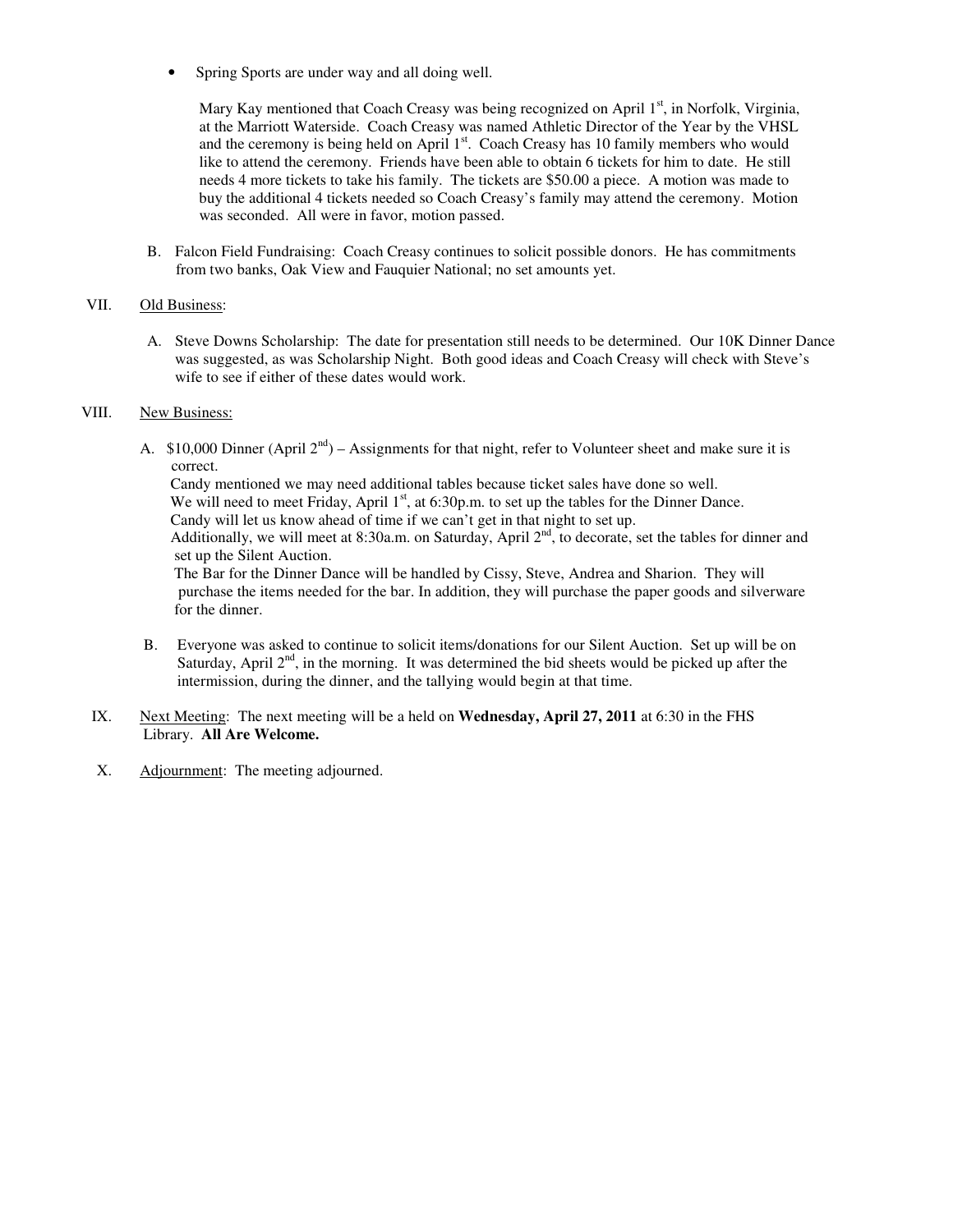- Spring Sports are under way and all doing well.

  Mary Kay mentioned that Coach Creasy was being recognized on April 1st, in Norfolk, Virginia, at the Marriott Waterside. Coach Creasy was named Athletic Director of the Year by the VHSL and the ceremony is being held on April 1st. Coach Creasy has 10 family members who would like to attend the ceremony. Friends have been able to obtain 6 tickets for him to date. He still needs 4 more tickets to take his family. The tickets are $50.00 a piece. A motion was made to buy the additional 4 tickets needed so Coach Creasy's family may attend the ceremony. Motion was seconded. All were in favor, motion passed.

B. Falcon Field Fundraising: Coach Creasy continues to solicit possible donors. He has commitments from two banks, Oak View and Fauquier National; no set amounts yet.

VII. Old Business:

A. Steve Downs Scholarship: The date for presentation still needs to be determined. Our 10K Dinner Dance was suggested, as was Scholarship Night. Both good ideas and Coach Creasy will check with Steve's wife to see if either of these dates would work.

VIII. New Business:

A. $10,000 Dinner (April 2nd) – Assignments for that night, refer to Volunteer sheet and make sure it is correct.
Candy mentioned we may need additional tables because ticket sales have done so well.
We will need to meet Friday, April 1st, at 6:30p.m. to set up the tables for the Dinner Dance.
Candy will let us know ahead of time if we can't get in that night to set up.
Additionally, we will meet at 8:30a.m. on Saturday, April 2nd, to decorate, set the tables for dinner and set up the Silent Auction.
The Bar for the Dinner Dance will be handled by Cissy, Steve, Andrea and Sharion. They will purchase the items needed for the bar. In addition, they will purchase the paper goods and silverware for the dinner.

B. Everyone was asked to continue to solicit items/donations for our Silent Auction. Set up will be on Saturday, April 2nd, in the morning. It was determined the bid sheets would be picked up after the intermission, during the dinner, and the tallying would begin at that time.

IX. Next Meeting: The next meeting will be a held on **Wednesday, April 27, 2011** at 6:30 in the FHS Library. **All Are Welcome.**

X. Adjournment: The meeting adjourned.